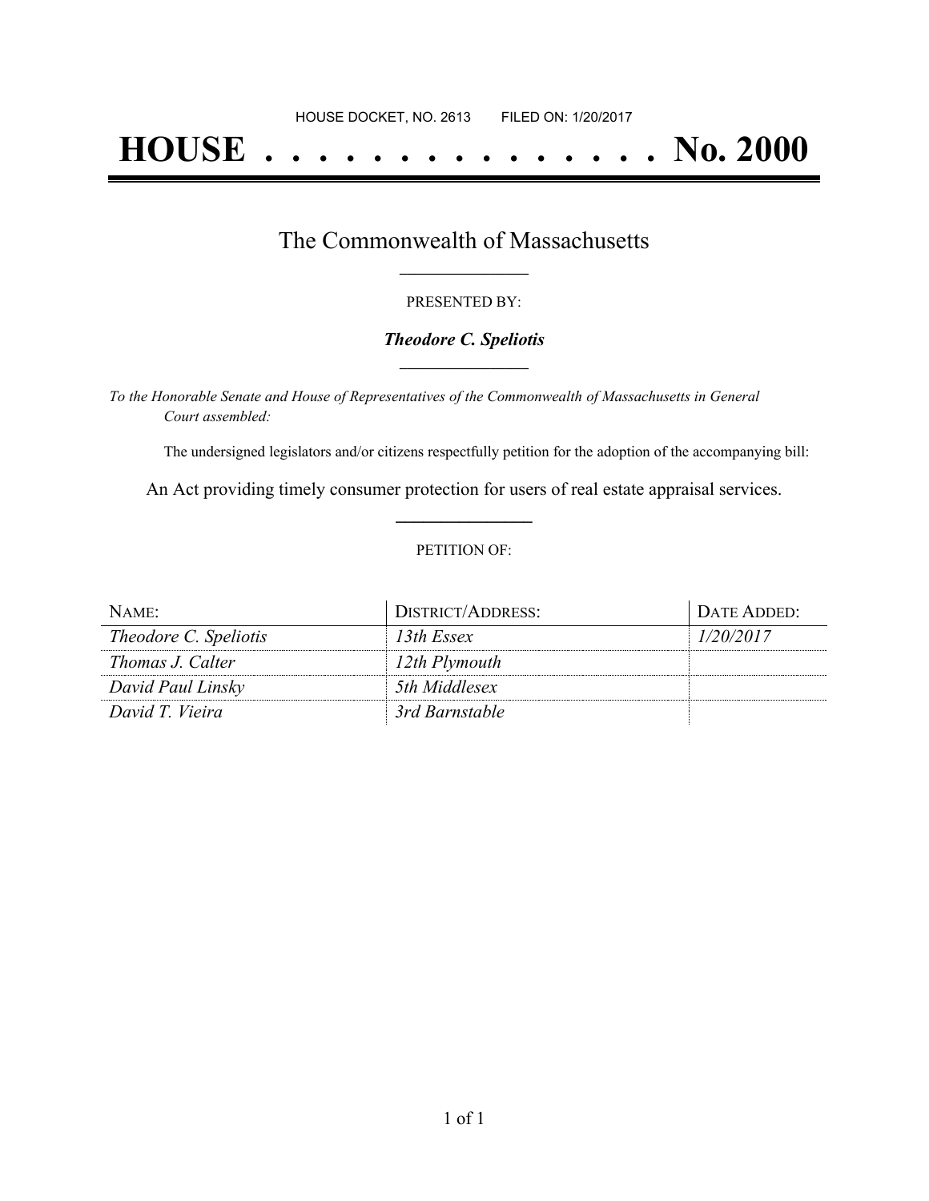HOUSE DOCKET, NO. 2613        FILED ON: 1/20/2017

# HOUSE . . . . . . . . . . . . . . . No. 2000

## The Commonwealth of Massachusetts

PRESENTED BY:

***Theodore C. Speliotis***

*To the Honorable Senate and House of Representatives of the Commonwealth of Massachusetts in General Court assembled:*

The undersigned legislators and/or citizens respectfully petition for the adoption of the accompanying bill:

An Act providing timely consumer protection for users of real estate appraisal services.

PETITION OF:

| NAME: | DISTRICT/ADDRESS: | DATE ADDED: |
|---|---|---|
| *Theodore C. Speliotis* | *13th Essex* | *1/20/2017* |
| *Thomas J. Calter* | *12th Plymouth* | |
| *David Paul Linsky* | *5th Middlesex* | |
| *David T. Vieira* | *3rd Barnstable* | |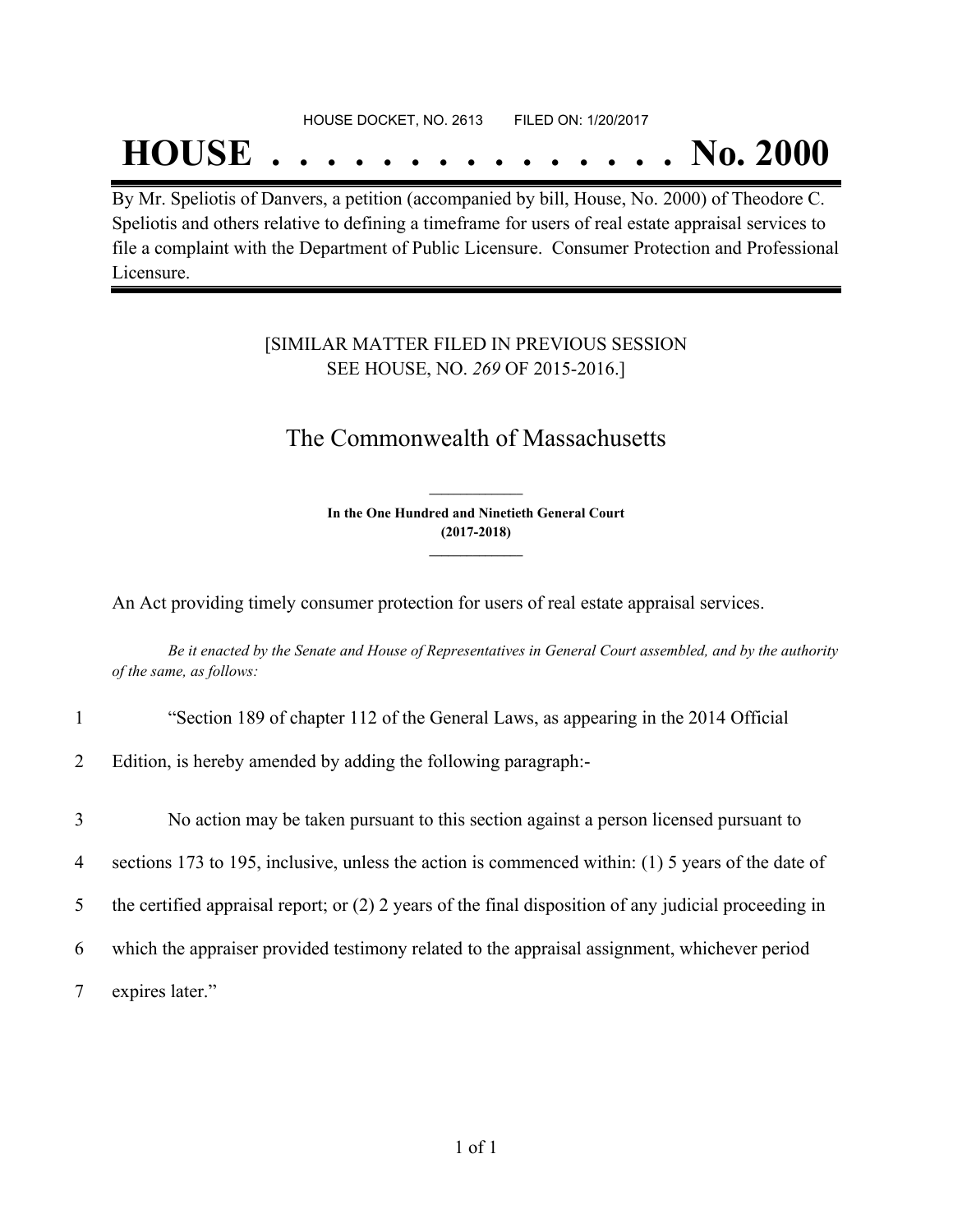HOUSE DOCKET, NO. 2613 FILED ON: 1/20/2017

# HOUSE . . . . . . . . . . . . . . . No. 2000

By Mr. Speliotis of Danvers, a petition (accompanied by bill, House, No. 2000) of Theodore C. Speliotis and others relative to defining a timeframe for users of real estate appraisal services to file a complaint with the Department of Public Licensure. Consumer Protection and Professional Licensure.

[SIMILAR MATTER FILED IN PREVIOUS SESSION SEE HOUSE, NO. *269* OF 2015-2016.]

## The Commonwealth of Massachusetts

**In the One Hundred and Ninetieth General Court (2017-2018)**

An Act providing timely consumer protection for users of real estate appraisal services.

*Be it enacted by the Senate and House of Representatives in General Court assembled, and by the authority of the same, as follows:*

1 "Section 189 of chapter 112 of the General Laws, as appearing in the 2014 Official
2 Edition, is hereby amended by adding the following paragraph:-

3 No action may be taken pursuant to this section against a person licensed pursuant to
4 sections 173 to 195, inclusive, unless the action is commenced within: (1) 5 years of the date of
5 the certified appraisal report; or (2) 2 years of the final disposition of any judicial proceeding in
6 which the appraiser provided testimony related to the appraisal assignment, whichever period
7 expires later."